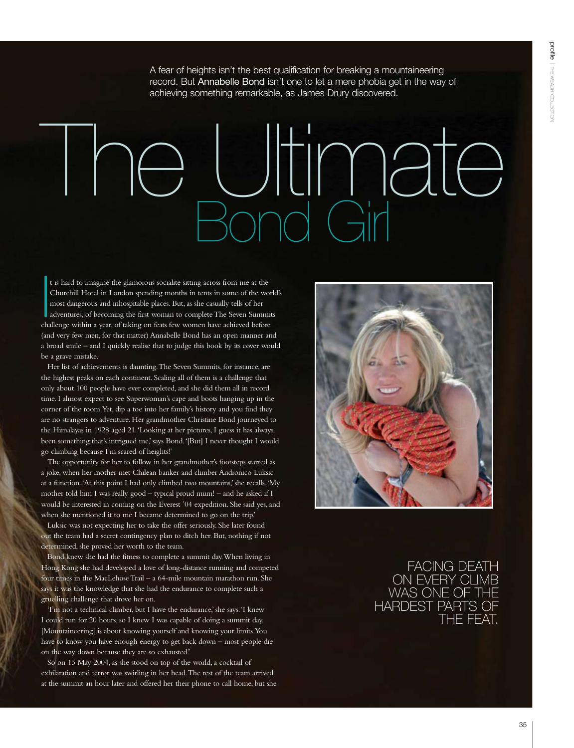A fear of heights isn't the best qualification for breaking a mountaineering record. But Annabelle Bond isn't one to let a mere phobia get in the way of achieving something remarkable, as James Drury discovered.

# The Ultimate Bond Girl

It is hard to imagine the glamorous socialite sitting across from me at the Churchill Hotel in London spending months in tents in some of the world's most dangerous and inhospitable places. But, as she casually tells of her adventures, of becoming the first woman to complete The Seven Summits challenge within a year, of taking on feats few women have achieved before (and very few men, for that matter) Annabelle Bond has an open manner and a broad smile – and I quickly realise that to judge this book by its cover would be a grave mistake.

Her list of achievements is daunting. The Seven Summits, for instance, are the highest peaks on each continent. Scaling all of them is a challenge that only about 100 people have ever completed, and she did them all in record time. I almost expect to see Superwoman's cape and boots hanging up in the corner of the room. Yet, dip a toe into her family's history and you find they are no strangers to adventure. Her grandmother Christine Bond journeyed to the Himalayas in 1928 aged 21. 'Looking at her pictures, I guess it has always been something that's intrigued me,' says Bond. '[But] I never thought I would go climbing because I'm scared of heights!'

The opportunity for her to follow in her grandmother's footsteps started as a joke, when her mother met Chilean banker and climber Andronico Luksic at a function. 'At this point I had only climbed two mountains,' she recalls. 'My mother told him I was really good – typical proud mum! – and he asked if I would be interested in coming on the Everest '04 expedition. She said yes, and when she mentioned it to me I became determined to go on the trip.'

Luksic was not expecting her to take the offer seriously. She later found out the team had a secret contingency plan to ditch her. But, nothing if not determined, she proved her worth to the team.

Bond knew she had the fitness to complete a summit day. When living in Hong Kong she had developed a love of long-distance running and competed four times in the MacLehose Trail – a 64-mile mountain marathon run. She says it was the knowledge that she had the endurance to complete such a gruelling challenge that drove her on.

'I'm not a technical climber, but I have the endurance,' she says. 'I knew I could run for 20 hours, so I knew I was capable of doing a summit day. [Mountaineering] is about knowing yourself and knowing your limits. You have to know you have enough energy to get back down – most people die on the way down because they are so exhausted.'

So on 15 May 2004, as she stood on top of the world, a cocktail of exhilaration and terror was swirling in her head. The rest of the team arrived at the summit an hour later and offered her their phone to call home, but she

FACING DEATH ON EVERY CLIMB WAS ONE OF THE HARDEST PARTS OF THE FEAT.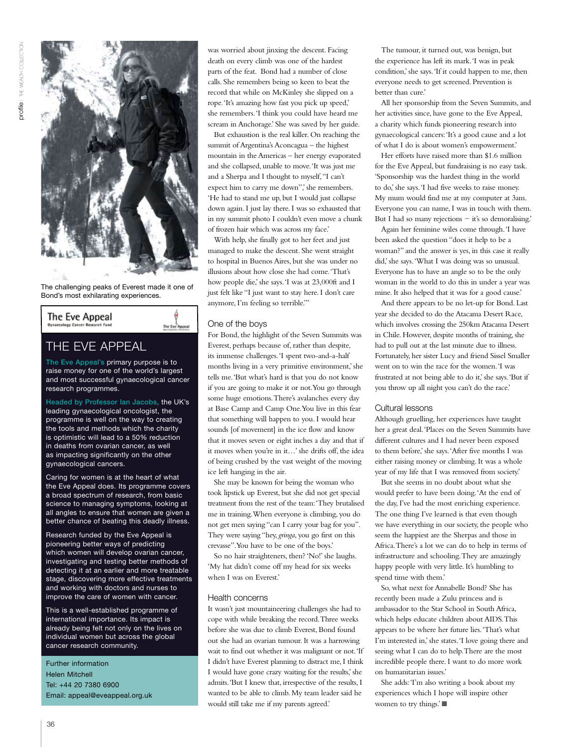The challenging peaks of Everest made it one of Bond's most exhilarating experiences.

## THE EVE APPEAL

The Eve Appeal
Gynaecology Cancer Research Fund

**The Eve Appeal's** primary purpose is to raise money for one of the world's largest and most successful gynaecological cancer research programmes.

**Headed by Professor Ian Jacobs,** the UK's leading gynaecological oncologist, the programme is well on the way to creating the tools and methods which the charity is optimistic will lead to a 50% reduction in deaths from ovarian cancer, as well as impacting significantly on the other gynaecological cancers.

Caring for women is at the heart of what the Eve Appeal does. Its programme covers a broad spectrum of research, from basic science to managing symptoms, looking at all angles to ensure that women are given a better chance of beating this deadly illness.

Research funded by the Eve Appeal is pioneering better ways of predicting which women will develop ovarian cancer, investigating and testing better methods of detecting it at an earlier and more treatable stage, discovering more effective treatments and working with doctors and nurses to improve the care of women with cancer.

This is a well-established programme of international importance. Its impact is already being felt not only on the lives on individual women but across the global cancer research community.

Further information
Helen Mitchell
Tel: +44 20 7380 6900
Email: appeal@eveappeal.org.uk

was worried about jinxing the descent. Facing death on every climb was one of the hardest parts of the feat. Bond had a number of close calls. She remembers being so keen to beat the record that while on McKinley she slipped on a rope. 'It's amazing how fast you pick up speed,' she remembers. 'I think you could have heard me scream in Anchorage.' She was saved by her guide.

But exhaustion is the real killer. On reaching the summit of Argentina's Aconcagua – the highest mountain in the Americas – her energy evaporated and she collapsed, unable to move. 'It was just me and a Sherpa and I thought to myself, "I can't expect him to carry me down",' she remembers. 'He had to stand me up, but I would just collapse down again. I just lay there. I was so exhausted that in my summit photo I couldn't even move a chunk of frozen hair which was across my face.'

With help, she finally got to her feet and just managed to make the descent. She went straight to hospital in Buenos Aires, but she was under no illusions about how close she had come. 'That's how people die,' she says. 'I was at 23,000ft and I just felt like "I just want to stay here. I don't care anymore, I'm feeling so terrible."'

### One of the boys

For Bond, the highlight of the Seven Summits was Everest, perhaps because of, rather than despite, its immense challenges. 'I spent two-and-a-half months living in a very primitive environment,' she tells me. 'But what's hard is that you do not know if you are going to make it or not. You go through some huge emotions. There's avalanches every day at Base Camp and Camp One. You live in this fear that something will happen to you. I would hear sounds [of movement] in the ice flow and know that it moves seven or eight inches a day and that if it moves when you're in it…' she drifts off, the idea of being crushed by the vast weight of the moving ice left hanging in the air.

She may be known for being the woman who took lipstick up Everest, but she did not get special treatment from the rest of the team: 'They brutalised me in training. When everyone is climbing, you do not get men saying "can I carry your bag for you". They were saying "hey, *gringa*, you go first on this crevasse". You have to be one of the boys.'

So no hair straighteners, then? 'No!' she laughs. 'My hat didn't come off my head for six weeks when I was on Everest.'

### Health concerns

It wasn't just mountaineering challenges she had to cope with while breaking the record. Three weeks before she was due to climb Everest, Bond found out she had an ovarian tumour. It was a harrowing wait to find out whether it was malignant or not. 'If I didn't have Everest planning to distract me, I think I would have gone crazy waiting for the results,' she admits. 'But I knew that, irrespective of the results, I wanted to be able to climb. My team leader said he would still take me if my parents agreed.'

The tumour, it turned out, was benign, but the experience has left its mark. 'I was in peak condition,' she says. 'If it could happen to me, then everyone needs to get screened. Prevention is better than cure.'

All her sponsorship from the Seven Summits, and her activities since, have gone to the Eve Appeal, a charity which funds pioneering research into gynaecological cancers: 'It's a good cause and a lot of what I do is about women's empowerment.'

Her efforts have raised more than $1.6 million for the Eve Appeal, but fundraising is no easy task. 'Sponsorship was the hardest thing in the world to do,' she says. 'I had five weeks to raise money. My mum would find me at my computer at 3am. Everyone you can name, I was in touch with them. But I had so many rejections – it's so demoralising.'

Again her feminine wiles come through. 'I have been asked the question "does it help to be a woman?" and the answer is yes, in this case it really did,' she says. 'What I was doing was so unusual. Everyone has to have an angle so to be the only woman in the world to do this in under a year was mine. It also helped that it was for a good cause.'

And there appears to be no let-up for Bond. Last year she decided to do the Atacama Desert Race, which involves crossing the 250km Atacama Desert in Chile. However, despite months of training, she had to pull out at the last minute due to illness. Fortunately, her sister Lucy and friend Sissel Smaller went on to win the race for the women. 'I was frustrated at not being able to do it,' she says. 'But if you throw up all night you can't do the race.'

### Cultural lessons

Although gruelling, her experiences have taught her a great deal. 'Places on the Seven Summits have different cultures and I had never been exposed to them before,' she says. 'After five months I was either raising money or climbing. It was a whole year of my life that I was removed from society.'

But she seems in no doubt about what she would prefer to have been doing. 'At the end of the day, I've had the most enriching experience. The one thing I've learned is that even though we have everything in our society, the people who seem the happiest are the Sherpas and those in Africa. There's a lot we can do to help in terms of infrastructure and schooling. They are amazingly happy people with very little. It's humbling to spend time with them.'

So, what next for Annabelle Bond? She has recently been made a Zulu princess and is ambassador to the Star School in South Africa, which helps educate children about AIDS. This appears to be where her future lies. 'That's what I'm interested in,' she states. 'I love going there and seeing what I can do to help. There are the most incredible people there. I want to do more work on humanitarian issues.'

She adds: 'I'm also writing a book about my experiences which I hope will inspire other women to try things.' ■